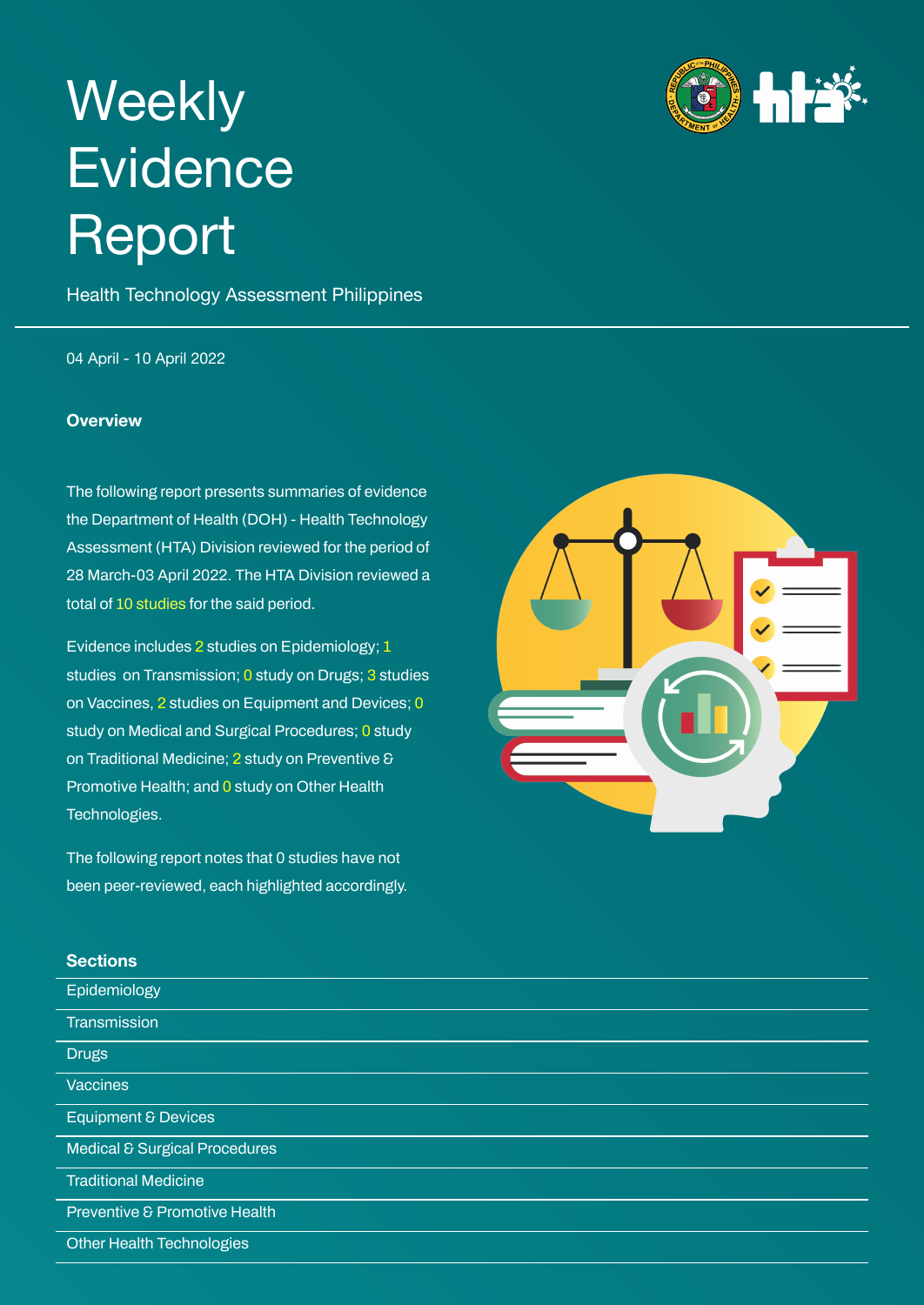# Weekly Evidence Report

Health Technology Assessment Philippines

04 April - 10 April 2022

### Overview

The following report presents summaries of evidence the Department of Health (DOH) - Health Technology Assessment (HTA) Division reviewed for the period of 28 March-03 April 2022. The HTA Division reviewed a total of 10 studies for the said period.

Evidence includes 2 studies on Epidemiology; 1 studies on Transmission; 0 study on Drugs; 3 studies on Vaccines, 2 studies on Equipment and Devices; 0 study on Medical and Surgical Procedures; 0 study on Traditional Medicine; 2 study on Preventive & Promotive Health; and 0 study on Other Health Technologies.

The following report notes that 0 studies have not been peer-reviewed, each highlighted accordingly.

### Sections

- Epidemiology
- Transmission
- Drugs
- Vaccines
- Equipment & Devices
- Medical & Surgical Procedures
- Traditional Medicine
- Preventive & Promotive Health
- Other Health Technologies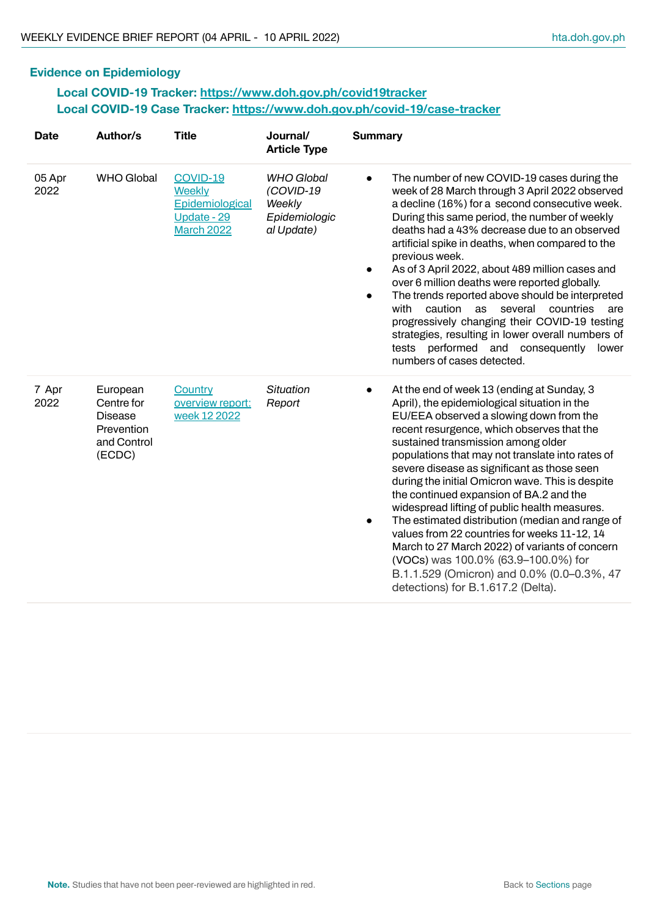## Evidence on Epidemiology

**Local COVID-19 Tracker: https://www.doh.gov.ph/covid19tracker**
**Local COVID-19 Case Tracker: https://www.doh.gov.ph/covid-19/case-tracker**

| Date | Author/s | Title | Journal/ Article Type | Summary |
|---|---|---|---|---|
| 05 Apr 2022 | WHO Global | COVID-19 Weekly Epidemiological Update - 29 March 2022 | *WHO Global (COVID-19 Weekly Epidemiological Update)* | • The number of new COVID-19 cases during the week of 28 March through 3 April 2022 observed a decline (16%) for a second consecutive week. During this same period, the number of weekly deaths had a 43% decrease due to an observed artificial spike in deaths, when compared to the previous week.<br>• As of 3 April 2022, about 489 million cases and over 6 million deaths were reported globally.<br>• The trends reported above should be interpreted with caution as several countries are progressively changing their COVID-19 testing strategies, resulting in lower overall numbers of tests performed and consequently lower numbers of cases detected. |
| 7 Apr 2022 | European Centre for Disease Prevention and Control (ECDC) | Country overview report: week 12 2022 | *Situation Report* | • At the end of week 13 (ending at Sunday, 3 April), the epidemiological situation in the EU/EEA observed a slowing down from the recent resurgence, which observes that the sustained transmission among older populations that may not translate into rates of severe disease as significant as those seen during the initial Omicron wave. This is despite the continued expansion of BA.2 and the widespread lifting of public health measures.<br>• The estimated distribution (median and range of values from 22 countries for weeks 11-12, 14 March to 27 March 2022) of variants of concern (VOCs) was 100.0% (63.9–100.0%) for B.1.1.529 (Omicron) and 0.0% (0.0–0.3%, 47 detections) for B.1.617.2 (Delta). |

**Note.** Studies that have not been peer-reviewed are highlighted in red.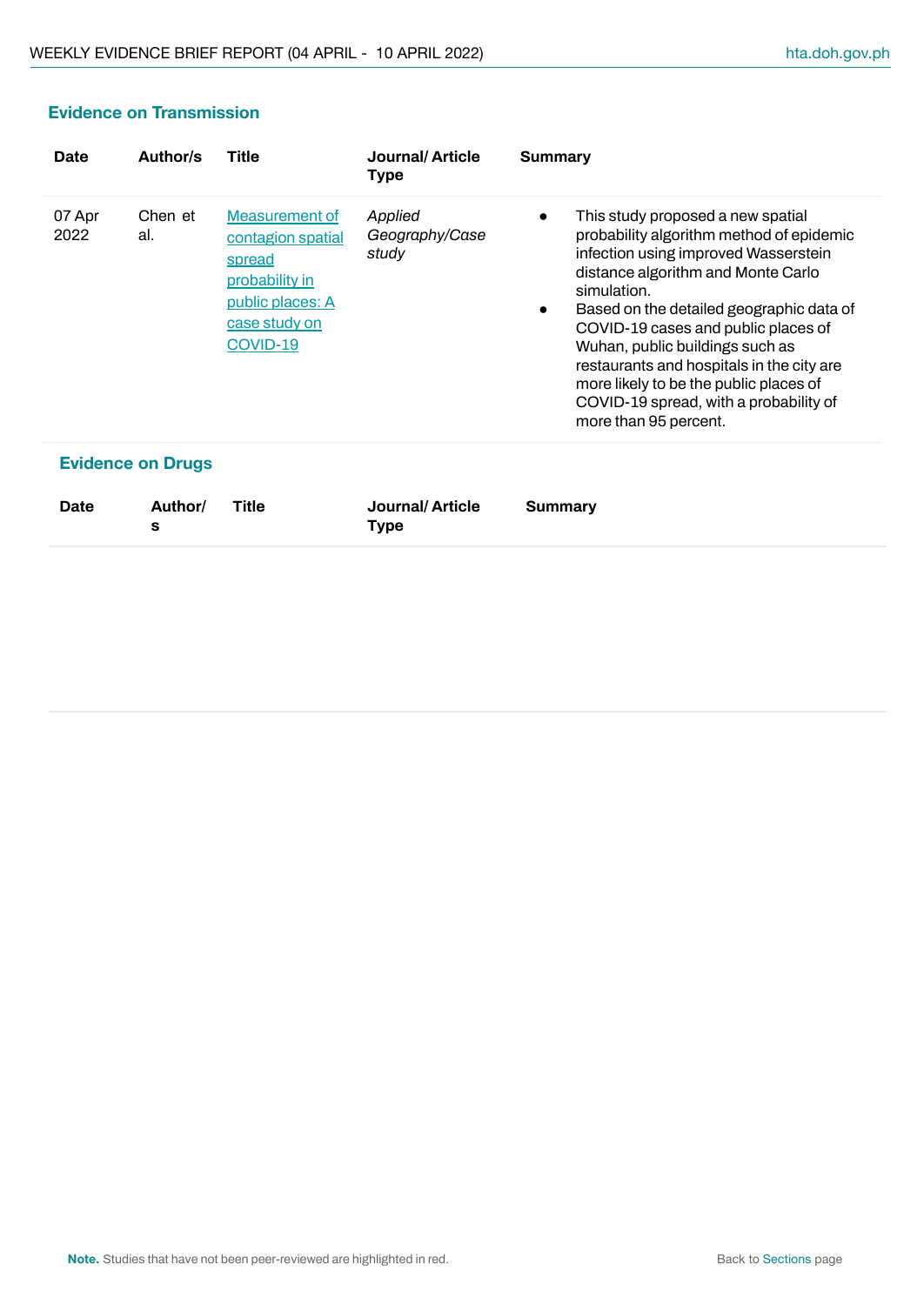## Evidence on Transmission

| Date | Author/s | Title | Journal/ Article Type | Summary |
|---|---|---|---|---|
| 07 Apr 2022 | Chen et al. | Measurement of contagion spatial spread probability in public places: A case study on COVID-19 | *Applied Geography/Case study* | • This study proposed a new spatial probability algorithm method of epidemic infection using improved Wasserstein distance algorithm and Monte Carlo simulation.<br>• Based on the detailed geographic data of COVID-19 cases and public places of Wuhan, public buildings such as restaurants and hospitals in the city are more likely to be the public places of COVID-19 spread, with a probability of more than 95 percent. |

## Evidence on Drugs

| Date | Author/s | Title | Journal/ Article Type | Summary |
|---|---|---|---|---|
| | | | | |

**Note.** Studies that have not been peer-reviewed are highlighted in red.

Back to Sections page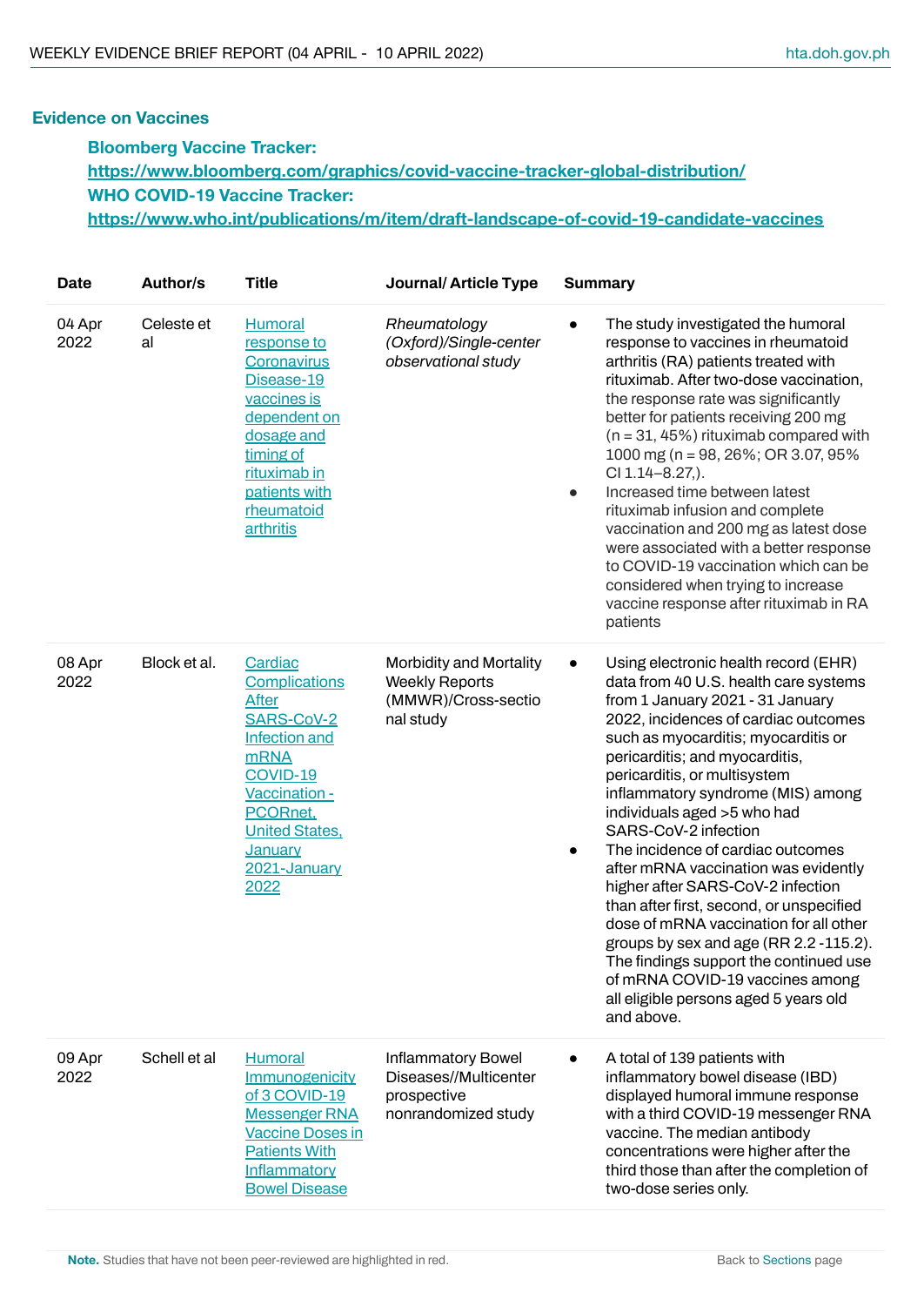## Evidence on Vaccines

**Bloomberg Vaccine Tracker:**
**https://www.bloomberg.com/graphics/covid-vaccine-tracker-global-distribution/**
**WHO COVID-19 Vaccine Tracker:**
**https://www.who.int/publications/m/item/draft-landscape-of-covid-19-candidate-vaccines**

| Date | Author/s | Title | Journal/ Article Type | Summary |
|---|---|---|---|---|
| 04 Apr 2022 | Celeste et al | Humoral response to Coronavirus Disease-19 vaccines is dependent on dosage and timing of rituximab in patients with rheumatoid arthritis | *Rheumatology (Oxford)/Single-center observational study* | • The study investigated the humoral response to vaccines in rheumatoid arthritis (RA) patients treated with rituximab. After two-dose vaccination, the response rate was significantly better for patients receiving 200 mg (n = 31, 45%) rituximab compared with 1000 mg (n = 98, 26%; OR 3.07, 95% CI 1.14–8.27,).<br>• Increased time between latest rituximab infusion and complete vaccination and 200 mg as latest dose were associated with a better response to COVID-19 vaccination which can be considered when trying to increase vaccine response after rituximab in RA patients |
| 08 Apr 2022 | Block et al. | Cardiac Complications After SARS-CoV-2 Infection and mRNA COVID-19 Vaccination - PCORnet, United States, January 2021-January 2022 | Morbidity and Mortality Weekly Reports (MMWR)/Cross-sectional study | • Using electronic health record (EHR) data from 40 U.S. health care systems from 1 January 2021 - 31 January 2022, incidences of cardiac outcomes such as myocarditis; myocarditis or pericarditis; and myocarditis, pericarditis, or multisystem inflammatory syndrome (MIS) among individuals aged >5 who had SARS-CoV-2 infection<br>• The incidence of cardiac outcomes after mRNA vaccination was evidently higher after SARS-CoV-2 infection than after first, second, or unspecified dose of mRNA vaccination for all other groups by sex and age (RR 2.2 -115.2). The findings support the continued use of mRNA COVID-19 vaccines among all eligible persons aged 5 years old and above. |
| 09 Apr 2022 | Schell et al | Humoral Immunogenicity of 3 COVID-19 Messenger RNA Vaccine Doses in Patients With Inflammatory Bowel Disease | Inflammatory Bowel Diseases//Multicenter prospective nonrandomized study | • A total of 139 patients with inflammatory bowel disease (IBD) displayed humoral immune response with a third COVID-19 messenger RNA vaccine. The median antibody concentrations were higher after the third those than after the completion of two-dose series only. |

**Note.** Studies that have not been peer-reviewed are highlighted in red.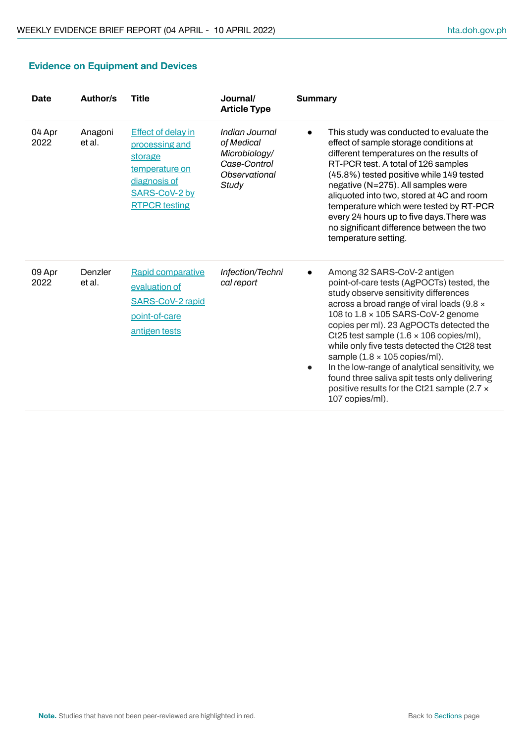## Evidence on Equipment and Devices

| Date | Author/s | Title | Journal/ Article Type | Summary |
|---|---|---|---|---|
| 04 Apr 2022 | Anagoni et al. | Effect of delay in processing and storage temperature on diagnosis of SARS-CoV-2 by RTPCR testing | *Indian Journal of Medical Microbiology/ Case-Control Observational Study* | • This study was conducted to evaluate the effect of sample storage conditions at different temperatures on the results of RT-PCR test. A total of 126 samples (45.8%) tested positive while 149 tested negative (N=275). All samples were aliquoted into two, stored at 4C and room temperature which were tested by RT-PCR every 24 hours up to five days.There was no significant difference between the two temperature setting. |
| 09 Apr 2022 | Denzler et al. | Rapid comparative evaluation of SARS-CoV-2 rapid point-of-care antigen tests | *Infection/Technical report* | • Among 32 SARS-CoV-2 antigen point-of-care tests (AgPOCTs) tested, the study observe sensitivity differences across a broad range of viral loads (9.8 × 108 to 1.8 × 105 SARS-CoV-2 genome copies per ml). 23 AgPOCTs detected the Ct25 test sample (1.6 × 106 copies/ml), while only five tests detected the Ct28 test sample (1.8 × 105 copies/ml).<br>• In the low-range of analytical sensitivity, we found three saliva spit tests only delivering positive results for the Ct21 sample (2.7 × 107 copies/ml). |

**Note.** Studies that have not been peer-reviewed are highlighted in red.

Back to Sections page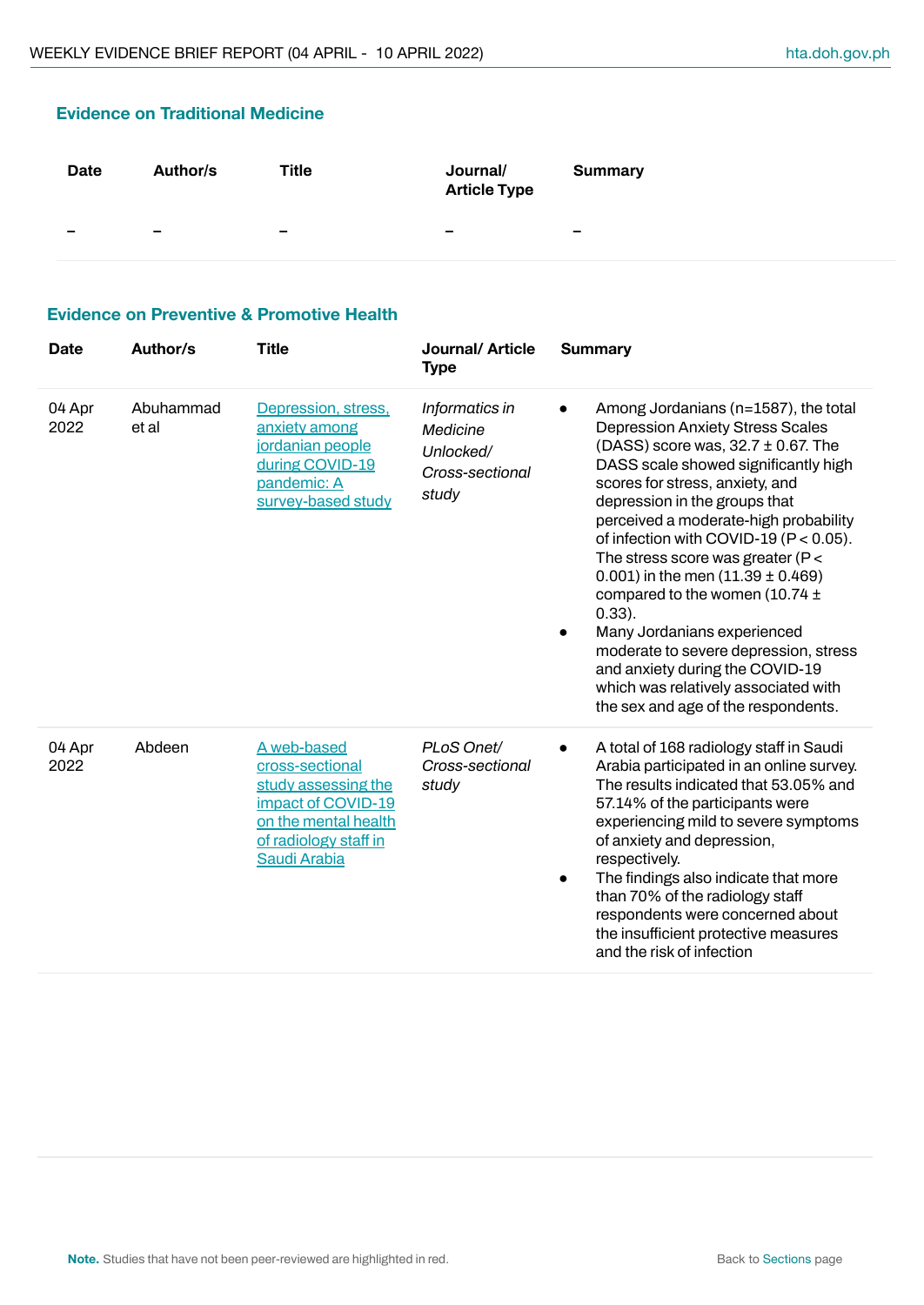### Evidence on Traditional Medicine

| Date | Author/s | Title | Journal/ Article Type | Summary |
|---|---|---|---|---|
| – | – | – | – | – |

### Evidence on Preventive & Promotive Health

| Date | Author/s | Title | Journal/ Article Type | Summary |
|---|---|---|---|---|
| 04 Apr 2022 | Abuhammad et al | [Depression, stress, anxiety among jordanian people during COVID-19 pandemic: A survey-based study]() | *Informatics in Medicine Unlocked/ Cross-sectional study* | • Among Jordanians (n=1587), the total Depression Anxiety Stress Scales (DASS) score was, 32.7 ± 0.67. The DASS scale showed significantly high scores for stress, anxiety, and depression in the groups that perceived a moderate-high probability of infection with COVID-19 ($P < 0.05$). The stress score was greater ($P < 0.001$) in the men (11.39 ± 0.469) compared to the women (10.74 ± 0.33).<br>• Many Jordanians experienced moderate to severe depression, stress and anxiety during the COVID-19 which was relatively associated with the sex and age of the respondents. |
| 04 Apr 2022 | Abdeen | [A web-based cross-sectional study assessing the impact of COVID-19 on the mental health of radiology staff in Saudi Arabia]() | *PLoS Onet/ Cross-sectional study* | • A total of 168 radiology staff in Saudi Arabia participated in an online survey. The results indicated that 53.05% and 57.14% of the participants were experiencing mild to severe symptoms of anxiety and depression, respectively.<br>• The findings also indicate that more than 70% of the radiology staff respondents were concerned about the insufficient protective measures and the risk of infection |

**Note.** Studies that have not been peer-reviewed are highlighted in red.

Back to Sections page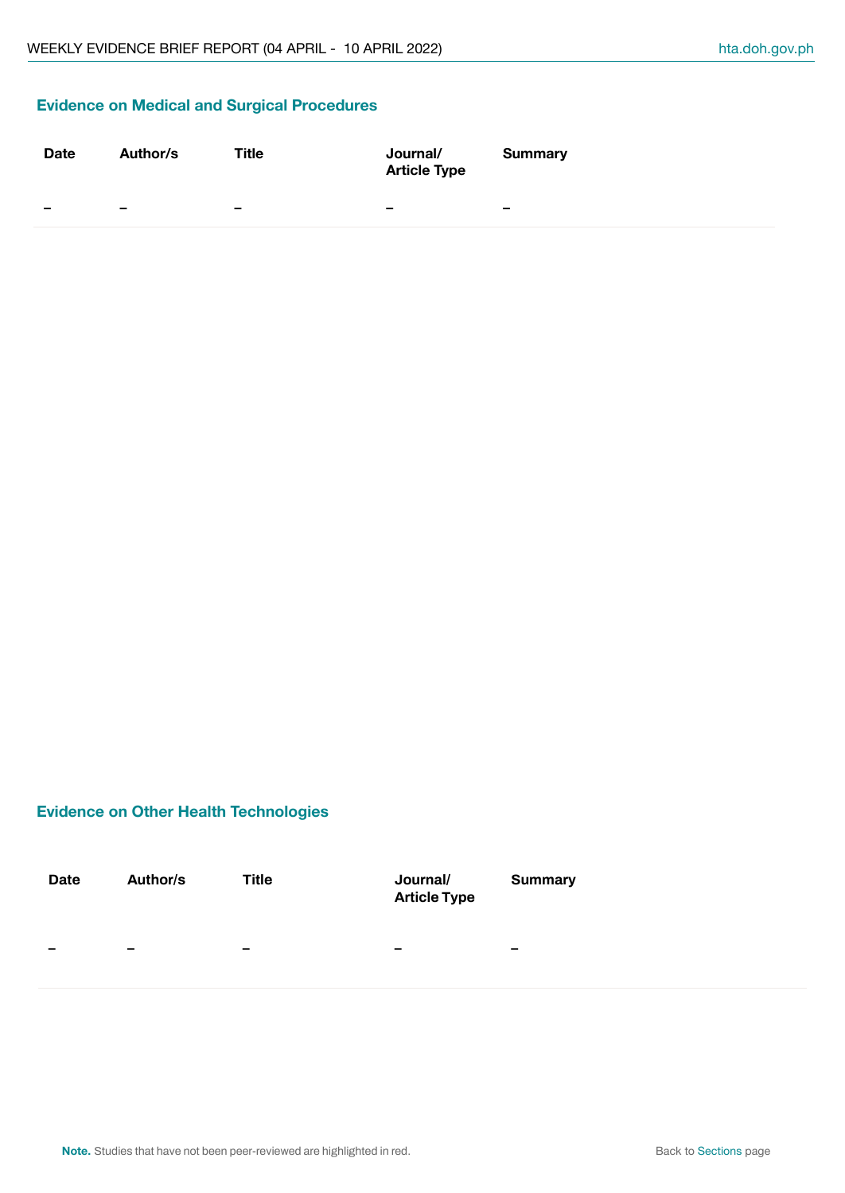## Evidence on Medical and Surgical Procedures

| Date | Author/s | Title | Journal/ Article Type | Summary |
|---|---|---|---|---|
| – | – | – | – | – |

## Evidence on Other Health Technologies

| Date | Author/s | Title | Journal/ Article Type | Summary |
|---|---|---|---|---|
| – | – | – | – | – |

**Note.** Studies that have not been peer-reviewed are highlighted in red.

Back to Sections page